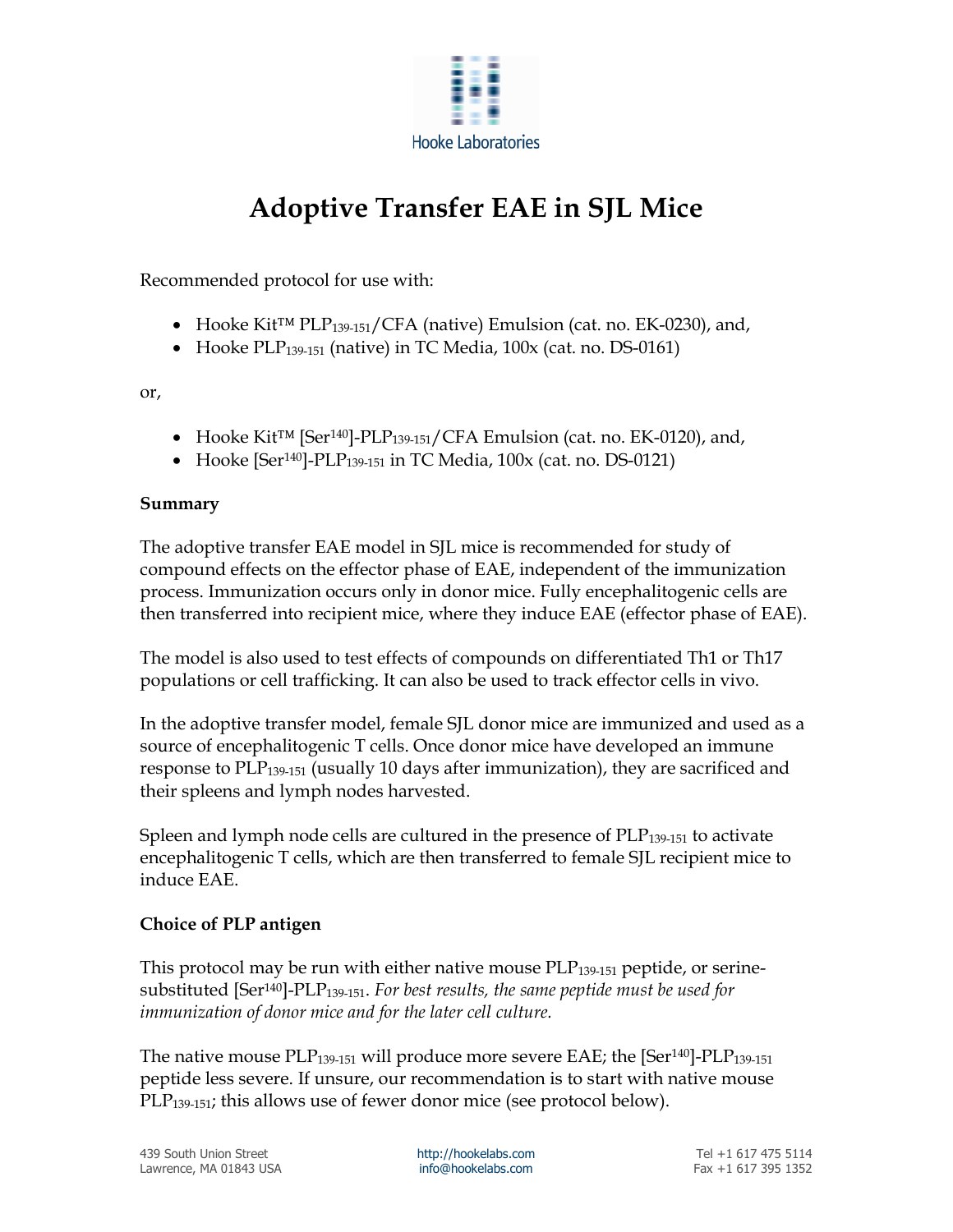Hooke Laboratories

# Adoptive Transfer EAE in SJL Mice

Recommended protocol for use with:

- Hooke Kit™ $PLP_{139\text{-}151}$/CFA (native) Emulsion (cat. no. EK-0230), and,
- Hooke $PLP_{139\text{-}151}$ (native) in TC Media, 100x (cat. no. DS-0161)

or,

- Hooke Kit™ [$Ser^{140}$]-$PLP_{139\text{-}151}$/CFA Emulsion (cat. no. EK-0120), and,
- Hooke [$Ser^{140}$]-$PLP_{139\text{-}151}$ in TC Media, 100x (cat. no. DS-0121)

**Summary**

The adoptive transfer EAE model in SJL mice is recommended for study of compound effects on the effector phase of EAE, independent of the immunization process. Immunization occurs only in donor mice. Fully encephalitogenic cells are then transferred into recipient mice, where they induce EAE (effector phase of EAE).

The model is also used to test effects of compounds on differentiated Th1 or Th17 populations or cell trafficking. It can also be used to track effector cells in vivo.

In the adoptive transfer model, female SJL donor mice are immunized and used as a source of encephalitogenic T cells. Once donor mice have developed an immune response to $PLP_{139\text{-}151}$ (usually 10 days after immunization), they are sacrificed and their spleens and lymph nodes harvested.

Spleen and lymph node cells are cultured in the presence of $PLP_{139\text{-}151}$ to activate encephalitogenic T cells, which are then transferred to female SJL recipient mice to induce EAE.

**Choice of PLP antigen**

This protocol may be run with either native mouse $PLP_{139\text{-}151}$ peptide, or serine-substituted [$Ser^{140}$]-$PLP_{139\text{-}151}$. *For best results, the same peptide must be used for immunization of donor mice and for the later cell culture.*

The native mouse $PLP_{139\text{-}151}$ will produce more severe EAE; the [$Ser^{140}$]-$PLP_{139\text{-}151}$ peptide less severe. If unsure, our recommendation is to start with native mouse $PLP_{139\text{-}151}$; this allows use of fewer donor mice (see protocol below).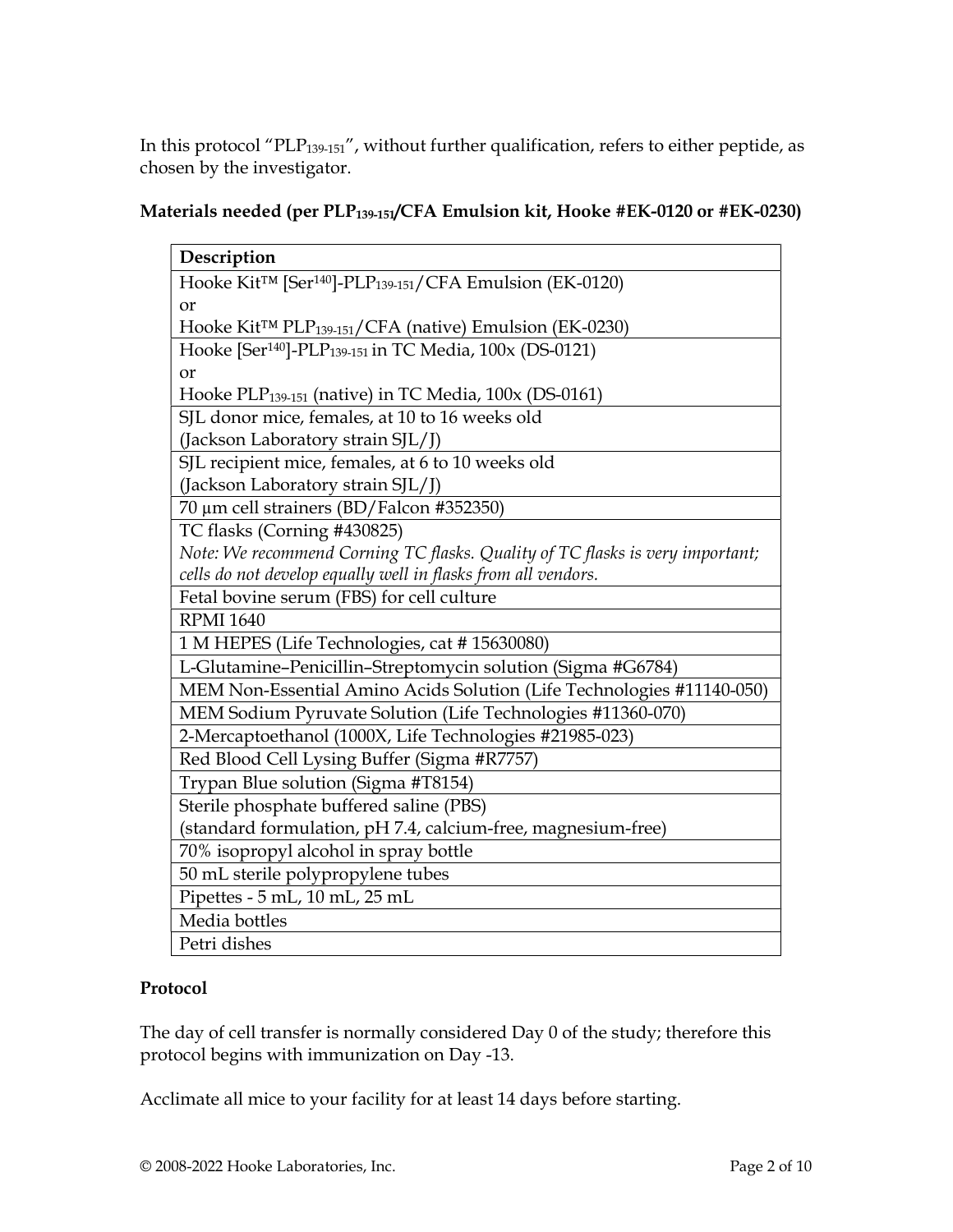In this protocol "$PLP_{139-151}$", without further qualification, refers to either peptide, as chosen by the investigator.

**Materials needed (per $PLP_{139-151}$/CFA Emulsion kit, Hooke #EK-0120 or #EK-0230)**

| Description |
|---|
| Hooke Kit™ [$Ser^{140}$]-$PLP_{139-151}$/CFA Emulsion (EK-0120)<br>or<br>Hooke Kit™ $PLP_{139-151}$/CFA (native) Emulsion (EK-0230) |
| Hooke [$Ser^{140}$]-$PLP_{139-151}$ in TC Media, 100x (DS-0121)<br>or<br>Hooke $PLP_{139-151}$ (native) in TC Media, 100x (DS-0161) |
| SJL donor mice, females, at 10 to 16 weeks old<br>(Jackson Laboratory strain SJL/J) |
| SJL recipient mice, females, at 6 to 10 weeks old<br>(Jackson Laboratory strain SJL/J) |
| 70 µm cell strainers (BD/Falcon #352350) |
| TC flasks (Corning #430825)<br>*Note: We recommend Corning TC flasks. Quality of TC flasks is very important; cells do not develop equally well in flasks from all vendors.* |
| Fetal bovine serum (FBS) for cell culture |
| RPMI 1640 |
| 1 M HEPES (Life Technologies, cat # 15630080) |
| L-Glutamine–Penicillin–Streptomycin solution (Sigma #G6784) |
| MEM Non-Essential Amino Acids Solution (Life Technologies #11140-050) |
| MEM Sodium Pyruvate Solution (Life Technologies #11360-070) |
| 2-Mercaptoethanol (1000X, Life Technologies #21985-023) |
| Red Blood Cell Lysing Buffer (Sigma #R7757) |
| Trypan Blue solution (Sigma #T8154) |
| Sterile phosphate buffered saline (PBS)<br>(standard formulation, pH 7.4, calcium-free, magnesium-free) |
| 70% isopropyl alcohol in spray bottle |
| 50 mL sterile polypropylene tubes |
| Pipettes - 5 mL, 10 mL, 25 mL |
| Media bottles |
| Petri dishes |

**Protocol**

The day of cell transfer is normally considered Day 0 of the study; therefore this protocol begins with immunization on Day -13.

Acclimate all mice to your facility for at least 14 days before starting.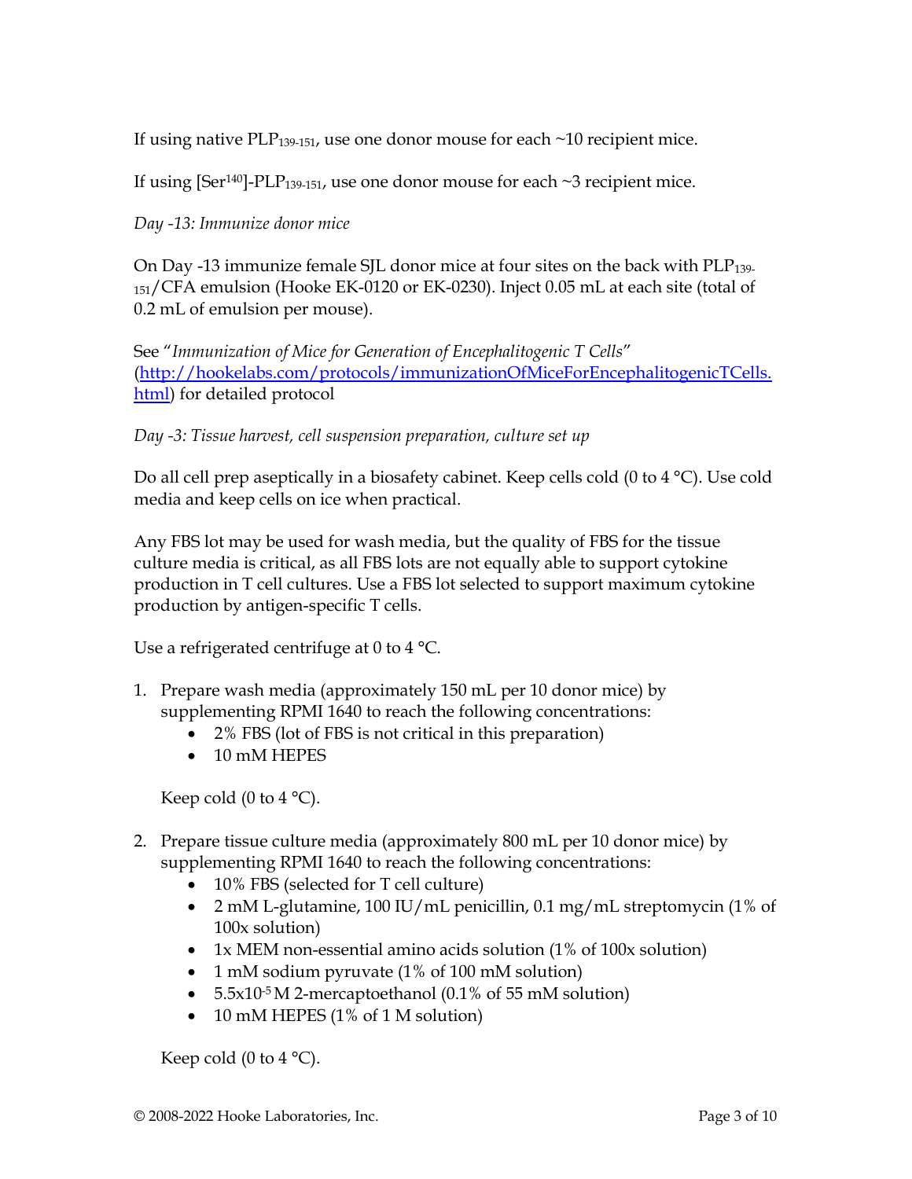If using native $PLP_{139-151}$, use one donor mouse for each ~10 recipient mice.

If using $[Ser^{140}]$-$PLP_{139-151}$, use one donor mouse for each ~3 recipient mice.

*Day -13: Immunize donor mice*

On Day -13 immunize female SJL donor mice at four sites on the back with $PLP_{139-151}$/CFA emulsion (Hooke EK-0120 or EK-0230). Inject 0.05 mL at each site (total of 0.2 mL of emulsion per mouse).

See "*Immunization of Mice for Generation of Encephalitogenic T Cells*" (http://hookelabs.com/protocols/immunizationOfMiceForEncephalitogenicTCells.html) for detailed protocol

*Day -3: Tissue harvest, cell suspension preparation, culture set up*

Do all cell prep aseptically in a biosafety cabinet. Keep cells cold (0 to 4 °C). Use cold media and keep cells on ice when practical.

Any FBS lot may be used for wash media, but the quality of FBS for the tissue culture media is critical, as all FBS lots are not equally able to support cytokine production in T cell cultures. Use a FBS lot selected to support maximum cytokine production by antigen-specific T cells.

Use a refrigerated centrifuge at 0 to 4 °C.

1. Prepare wash media (approximately 150 mL per 10 donor mice) by supplementing RPMI 1640 to reach the following concentrations:
   - 2% FBS (lot of FBS is not critical in this preparation)
   - 10 mM HEPES

   Keep cold (0 to 4 °C).

2. Prepare tissue culture media (approximately 800 mL per 10 donor mice) by supplementing RPMI 1640 to reach the following concentrations:
   - 10% FBS (selected for T cell culture)
   - 2 mM L-glutamine, 100 IU/mL penicillin, 0.1 mg/mL streptomycin (1% of 100x solution)
   - 1x MEM non-essential amino acids solution (1% of 100x solution)
   - 1 mM sodium pyruvate (1% of 100 mM solution)
   - $5.5 \times 10^{-5}$ M 2-mercaptoethanol (0.1% of 55 mM solution)
   - 10 mM HEPES (1% of 1 M solution)

   Keep cold (0 to 4 °C).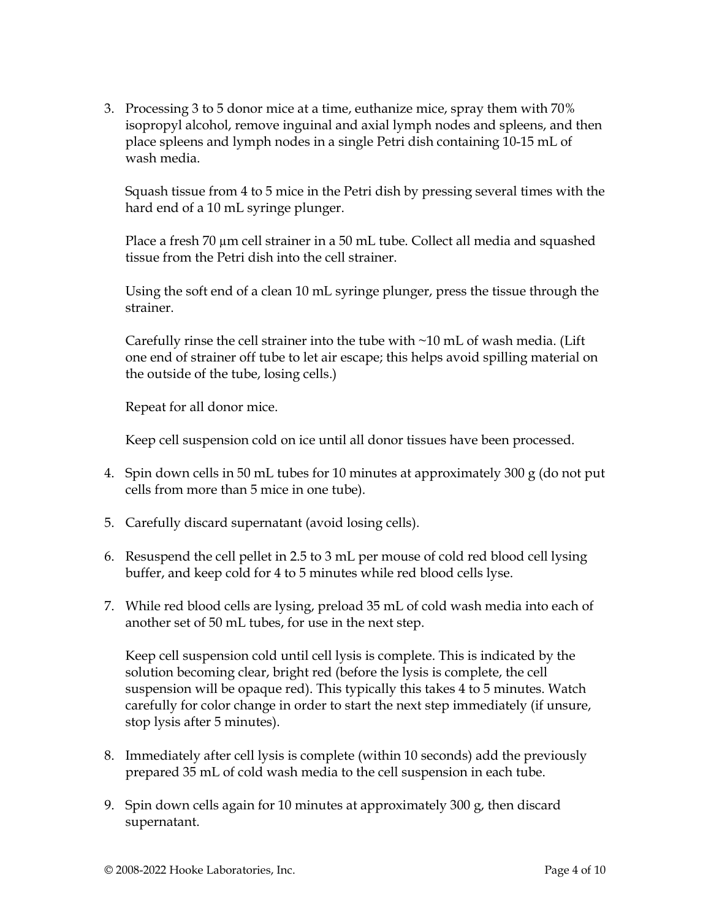3. Processing 3 to 5 donor mice at a time, euthanize mice, spray them with 70% isopropyl alcohol, remove inguinal and axial lymph nodes and spleens, and then place spleens and lymph nodes in a single Petri dish containing 10-15 mL of wash media.

   Squash tissue from 4 to 5 mice in the Petri dish by pressing several times with the hard end of a 10 mL syringe plunger.

   Place a fresh 70 µm cell strainer in a 50 mL tube. Collect all media and squashed tissue from the Petri dish into the cell strainer.

   Using the soft end of a clean 10 mL syringe plunger, press the tissue through the strainer.

   Carefully rinse the cell strainer into the tube with ~10 mL of wash media. (Lift one end of strainer off tube to let air escape; this helps avoid spilling material on the outside of the tube, losing cells.)

   Repeat for all donor mice.

   Keep cell suspension cold on ice until all donor tissues have been processed.

4. Spin down cells in 50 mL tubes for 10 minutes at approximately 300 g (do not put cells from more than 5 mice in one tube).

5. Carefully discard supernatant (avoid losing cells).

6. Resuspend the cell pellet in 2.5 to 3 mL per mouse of cold red blood cell lysing buffer, and keep cold for 4 to 5 minutes while red blood cells lyse.

7. While red blood cells are lysing, preload 35 mL of cold wash media into each of another set of 50 mL tubes, for use in the next step.

   Keep cell suspension cold until cell lysis is complete. This is indicated by the solution becoming clear, bright red (before the lysis is complete, the cell suspension will be opaque red). This typically this takes 4 to 5 minutes. Watch carefully for color change in order to start the next step immediately (if unsure, stop lysis after 5 minutes).

8. Immediately after cell lysis is complete (within 10 seconds) add the previously prepared 35 mL of cold wash media to the cell suspension in each tube.

9. Spin down cells again for 10 minutes at approximately 300 g, then discard supernatant.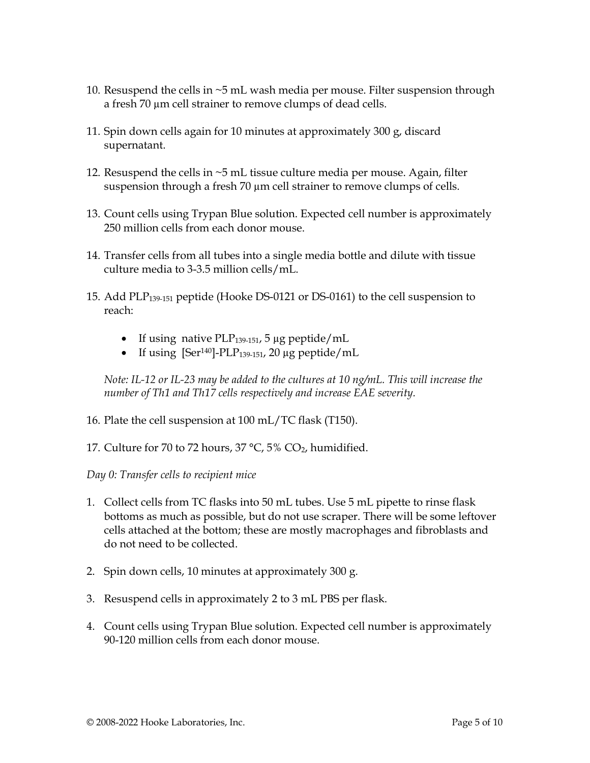10. Resuspend the cells in ~5 mL wash media per mouse. Filter suspension through a fresh 70 µm cell strainer to remove clumps of dead cells.

11. Spin down cells again for 10 minutes at approximately 300 g, discard supernatant.

12. Resuspend the cells in ~5 mL tissue culture media per mouse. Again, filter suspension through a fresh 70 µm cell strainer to remove clumps of cells.

13. Count cells using Trypan Blue solution. Expected cell number is approximately 250 million cells from each donor mouse.

14. Transfer cells from all tubes into a single media bottle and dilute with tissue culture media to 3-3.5 million cells/mL.

15. Add $PLP_{139-151}$ peptide (Hooke DS-0121 or DS-0161) to the cell suspension to reach:

    - If using native $PLP_{139-151}$, 5 µg peptide/mL
    - If using $[Ser^{140}]$-$PLP_{139-151}$, 20 µg peptide/mL

    *Note: IL-12 or IL-23 may be added to the cultures at 10 ng/mL. This will increase the number of Th1 and Th17 cells respectively and increase EAE severity.*

16. Plate the cell suspension at 100 mL/TC flask (T150).

17. Culture for 70 to 72 hours, 37 °C, 5% $CO_2$, humidified.

*Day 0: Transfer cells to recipient mice*

1. Collect cells from TC flasks into 50 mL tubes. Use 5 mL pipette to rinse flask bottoms as much as possible, but do not use scraper. There will be some leftover cells attached at the bottom; these are mostly macrophages and fibroblasts and do not need to be collected.

2. Spin down cells, 10 minutes at approximately 300 g.

3. Resuspend cells in approximately 2 to 3 mL PBS per flask.

4. Count cells using Trypan Blue solution. Expected cell number is approximately 90-120 million cells from each donor mouse.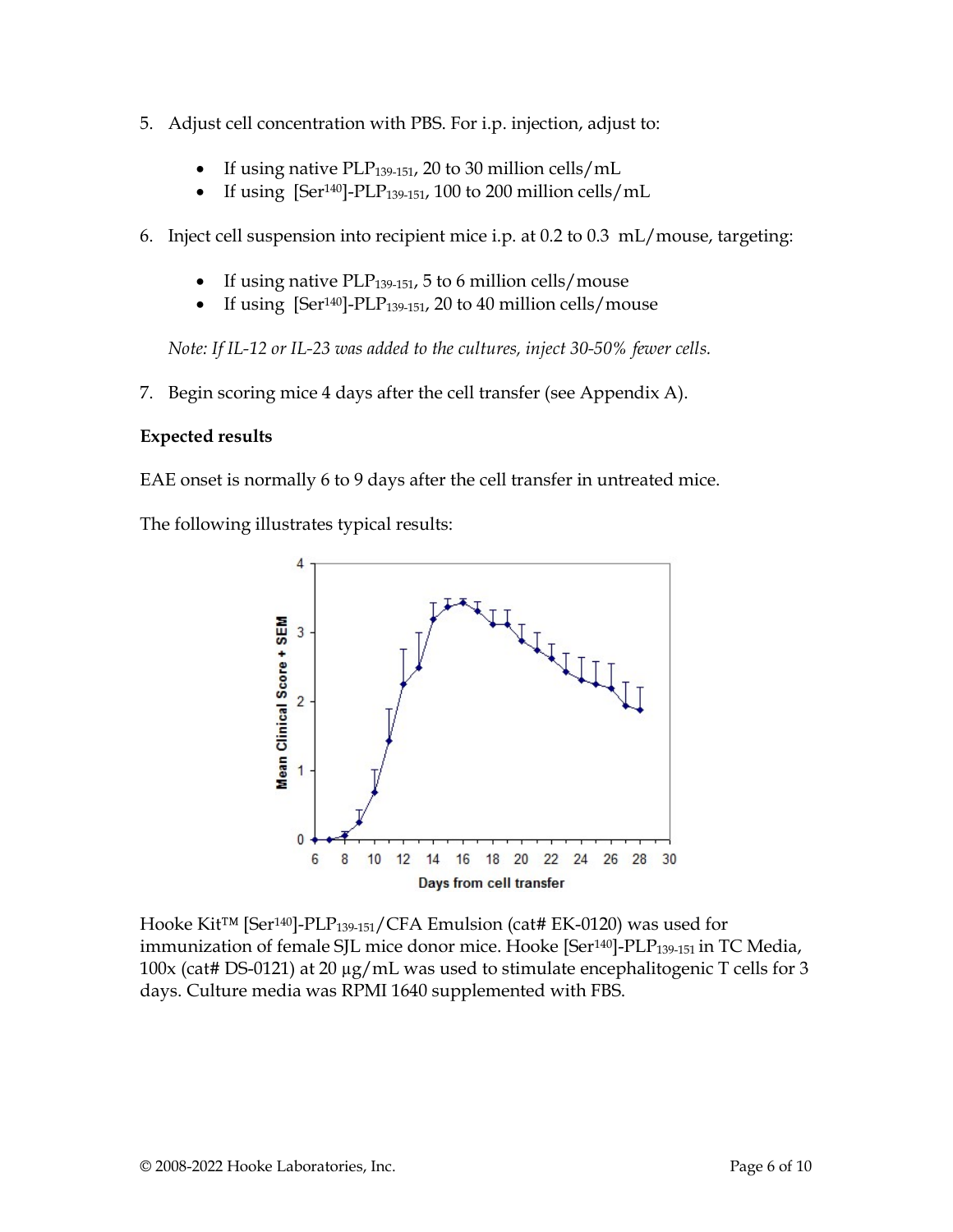5. Adjust cell concentration with PBS. For i.p. injection, adjust to:

    - If using native $PLP_{139\text{-}151}$, 20 to 30 million cells/mL
    - If using [$Ser^{140}$]-$PLP_{139\text{-}151}$, 100 to 200 million cells/mL

6. Inject cell suspension into recipient mice i.p. at 0.2 to 0.3 mL/mouse, targeting:

    - If using native $PLP_{139\text{-}151}$, 5 to 6 million cells/mouse
    - If using [$Ser^{140}$]-$PLP_{139\text{-}151}$, 20 to 40 million cells/mouse

    *Note: If IL-12 or IL-23 was added to the cultures, inject 30-50% fewer cells.*

7. Begin scoring mice 4 days after the cell transfer (see Appendix A).

**Expected results**

EAE onset is normally 6 to 9 days after the cell transfer in untreated mice.

The following illustrates typical results:

Hooke Kit™ [$Ser^{140}$]-$PLP_{139\text{-}151}$/CFA Emulsion (cat# EK-0120) was used for immunization of female SJL mice donor mice. Hooke [$Ser^{140}$]-$PLP_{139\text{-}151}$ in TC Media, 100x (cat# DS-0121) at 20 µg/mL was used to stimulate encephalitogenic T cells for 3 days. Culture media was RPMI 1640 supplemented with FBS.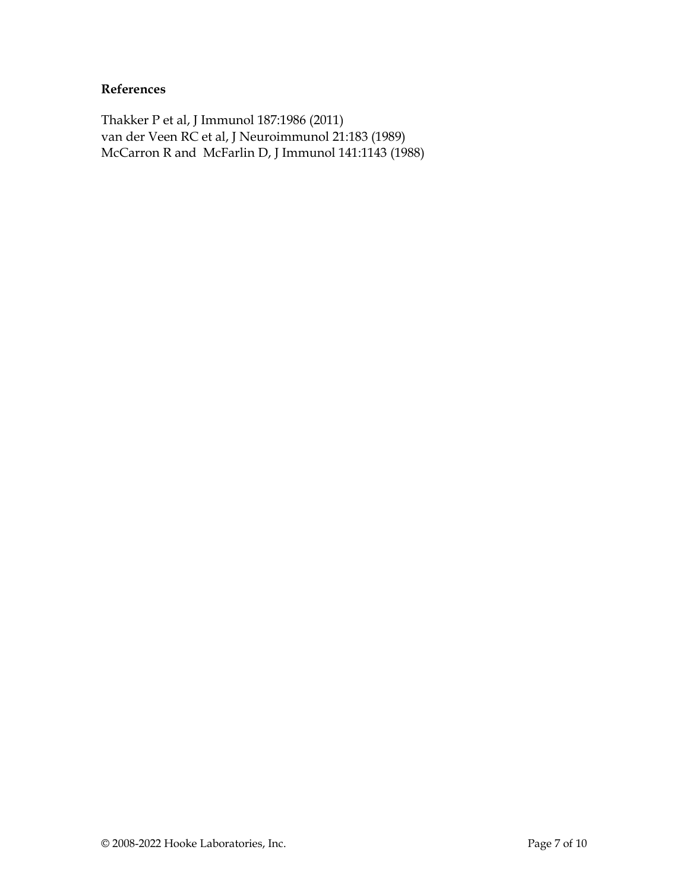**References**

Thakker P et al, J Immunol 187:1986 (2011)
van der Veen RC et al, J Neuroimmunol 21:183 (1989)
McCarron R and McFarlin D, J Immunol 141:1143 (1988)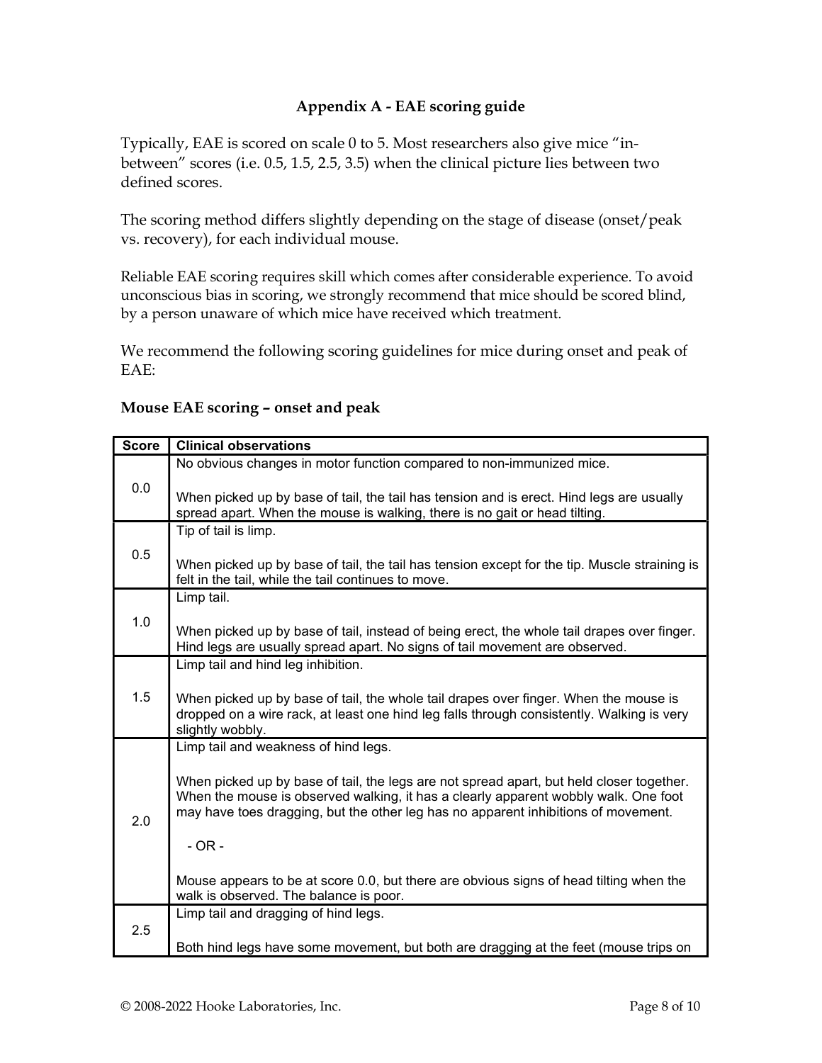## Appendix A - EAE scoring guide

Typically, EAE is scored on scale 0 to 5. Most researchers also give mice "in-between" scores (i.e. 0.5, 1.5, 2.5, 3.5) when the clinical picture lies between two defined scores.

The scoring method differs slightly depending on the stage of disease (onset/peak vs. recovery), for each individual mouse.

Reliable EAE scoring requires skill which comes after considerable experience. To avoid unconscious bias in scoring, we strongly recommend that mice should be scored blind, by a person unaware of which mice have received which treatment.

We recommend the following scoring guidelines for mice during onset and peak of EAE:

### Mouse EAE scoring – onset and peak

| Score | Clinical observations |
|---|---|
| 0.0 | No obvious changes in motor function compared to non-immunized mice.<br><br>When picked up by base of tail, the tail has tension and is erect. Hind legs are usually spread apart. When the mouse is walking, there is no gait or head tilting. |
| 0.5 | Tip of tail is limp.<br><br>When picked up by base of tail, the tail has tension except for the tip. Muscle straining is felt in the tail, while the tail continues to move. |
| 1.0 | Limp tail.<br><br>When picked up by base of tail, instead of being erect, the whole tail drapes over finger. Hind legs are usually spread apart. No signs of tail movement are observed. |
| 1.5 | Limp tail and hind leg inhibition.<br><br>When picked up by base of tail, the whole tail drapes over finger. When the mouse is dropped on a wire rack, at least one hind leg falls through consistently. Walking is very slightly wobbly. |
| 2.0 | Limp tail and weakness of hind legs.<br><br>When picked up by base of tail, the legs are not spread apart, but held closer together. When the mouse is observed walking, it has a clearly apparent wobbly walk. One foot may have toes dragging, but the other leg has no apparent inhibitions of movement.<br><br>- OR -<br><br>Mouse appears to be at score 0.0, but there are obvious signs of head tilting when the walk is observed. The balance is poor. |
| 2.5 | Limp tail and dragging of hind legs.<br><br>Both hind legs have some movement, but both are dragging at the feet (mouse trips on |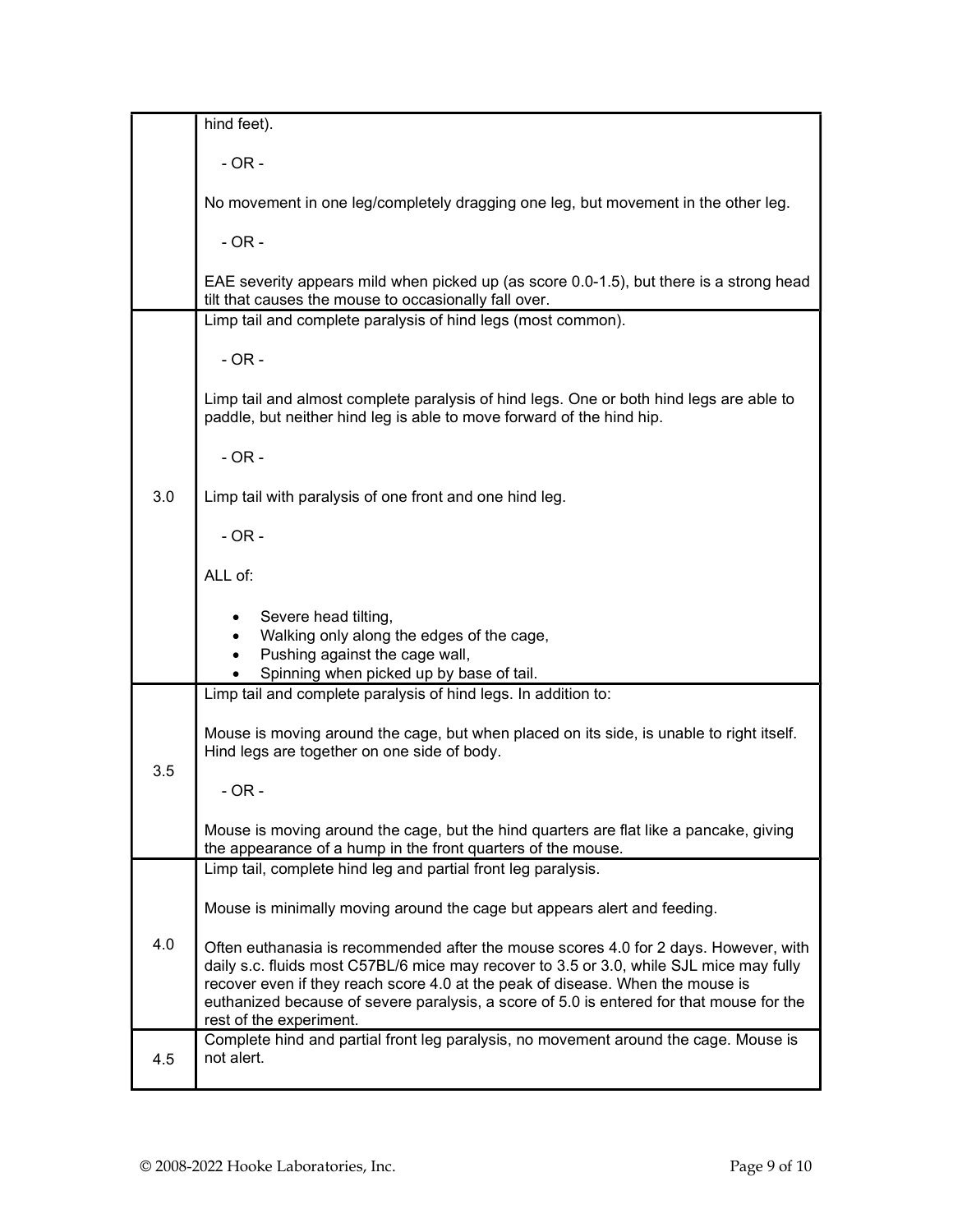| | |
|---|---|
| | hind feet).<br><br>- OR -<br><br>No movement in one leg/completely dragging one leg, but movement in the other leg.<br><br>- OR -<br><br>EAE severity appears mild when picked up (as score 0.0-1.5), but there is a strong head tilt that causes the mouse to occasionally fall over. |
| 3.0 | Limp tail and complete paralysis of hind legs (most common).<br><br>- OR -<br><br>Limp tail and almost complete paralysis of hind legs. One or both hind legs are able to paddle, but neither hind leg is able to move forward of the hind hip.<br><br>- OR -<br><br>Limp tail with paralysis of one front and one hind leg.<br><br>- OR -<br><br>ALL of:<br><br>• Severe head tilting,<br>• Walking only along the edges of the cage,<br>• Pushing against the cage wall,<br>• Spinning when picked up by base of tail. |
| 3.5 | Limp tail and complete paralysis of hind legs. In addition to:<br><br>Mouse is moving around the cage, but when placed on its side, is unable to right itself. Hind legs are together on one side of body.<br><br>- OR -<br><br>Mouse is moving around the cage, but the hind quarters are flat like a pancake, giving the appearance of a hump in the front quarters of the mouse. |
| 4.0 | Limp tail, complete hind leg and partial front leg paralysis.<br><br>Mouse is minimally moving around the cage but appears alert and feeding.<br><br>Often euthanasia is recommended after the mouse scores 4.0 for 2 days. However, with daily s.c. fluids most C57BL/6 mice may recover to 3.5 or 3.0, while SJL mice may fully recover even if they reach score 4.0 at the peak of disease. When the mouse is euthanized because of severe paralysis, a score of 5.0 is entered for that mouse for the rest of the experiment. |
| 4.5 | Complete hind and partial front leg paralysis, no movement around the cage. Mouse is not alert. |

© 2008-2022 Hooke Laboratories, Inc.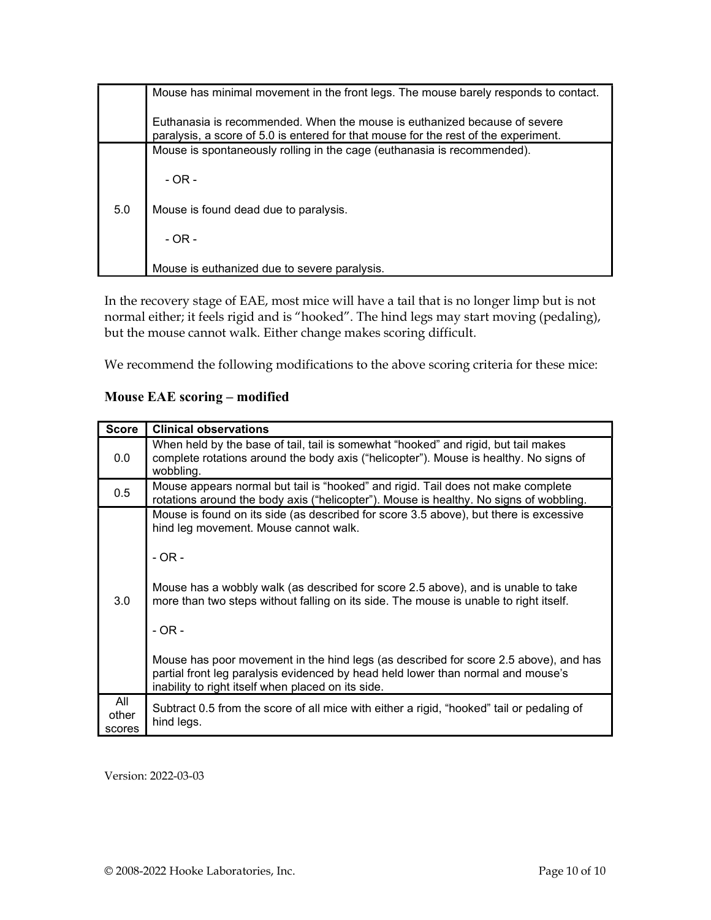| | |
|---|---|
| | Mouse has minimal movement in the front legs. The mouse barely responds to contact. <br><br> Euthanasia is recommended. When the mouse is euthanized because of severe paralysis, a score of 5.0 is entered for that mouse for the rest of the experiment. |
| 5.0 | Mouse is spontaneously rolling in the cage (euthanasia is recommended). <br><br> - OR - <br><br> Mouse is found dead due to paralysis. <br><br> - OR - <br><br> Mouse is euthanized due to severe paralysis. |

In the recovery stage of EAE, most mice will have a tail that is no longer limp but is not normal either; it feels rigid and is "hooked". The hind legs may start moving (pedaling), but the mouse cannot walk. Either change makes scoring difficult.

We recommend the following modifications to the above scoring criteria for these mice:

**Mouse EAE scoring – modified**

| Score | Clinical observations |
|---|---|
| 0.0 | When held by the base of tail, tail is somewhat "hooked" and rigid, but tail makes complete rotations around the body axis ("helicopter"). Mouse is healthy. No signs of wobbling. |
| 0.5 | Mouse appears normal but tail is "hooked" and rigid. Tail does not make complete rotations around the body axis ("helicopter"). Mouse is healthy. No signs of wobbling. |
| 3.0 | Mouse is found on its side (as described for score 3.5 above), but there is excessive hind leg movement. Mouse cannot walk. <br><br> - OR - <br><br> Mouse has a wobbly walk (as described for score 2.5 above), and is unable to take more than two steps without falling on its side. The mouse is unable to right itself. <br><br> - OR - <br><br> Mouse has poor movement in the hind legs (as described for score 2.5 above), and has partial front leg paralysis evidenced by head held lower than normal and mouse's inability to right itself when placed on its side. |
| All other scores | Subtract 0.5 from the score of all mice with either a rigid, "hooked" tail or pedaling of hind legs. |

Version: 2022-03-03

© 2008-2022 Hooke Laboratories, Inc.